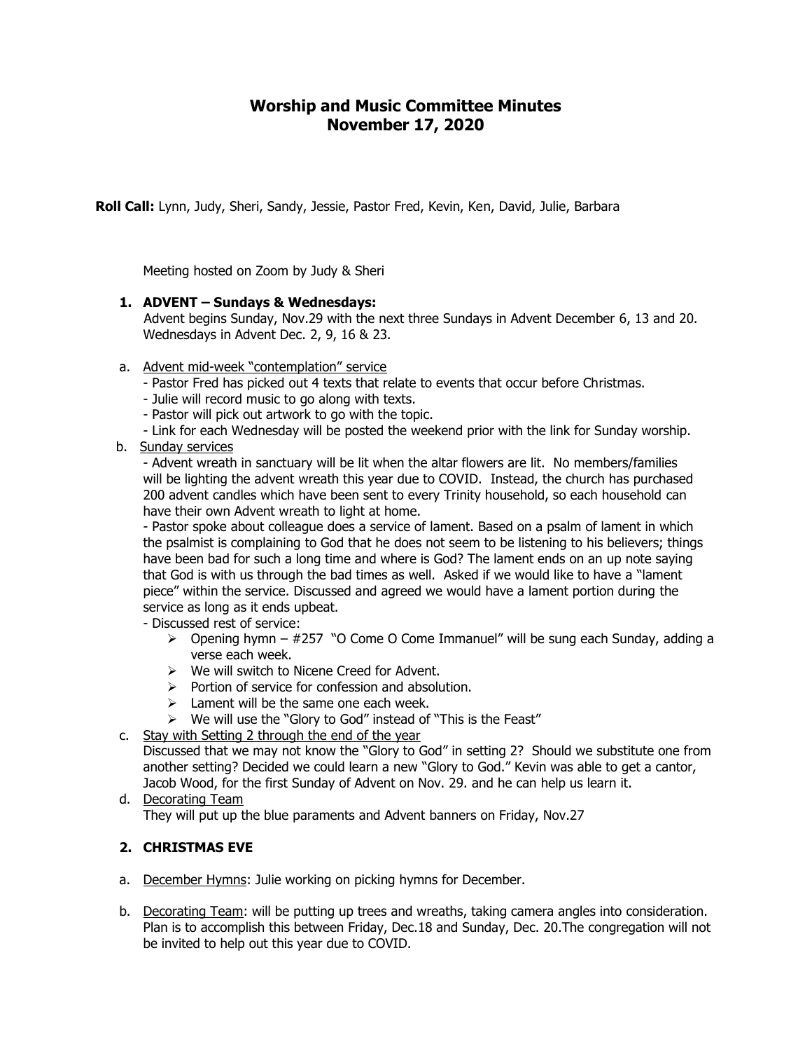# Worship and Music Committee Minutes
## November 17, 2020

**Roll Call:** Lynn, Judy, Sheri, Sandy, Jessie, Pastor Fred, Kevin, Ken, David, Julie, Barbara

Meeting hosted on Zoom by Judy & Sheri

1. **ADVENT – Sundays & Wednesdays:**
   Advent begins Sunday, Nov.29 with the next three Sundays in Advent December 6, 13 and 20. Wednesdays in Advent Dec. 2, 9, 16 & 23.

   a. Advent mid-week "contemplation" service
      - Pastor Fred has picked out 4 texts that relate to events that occur before Christmas.
      - Julie will record music to go along with texts.
      - Pastor will pick out artwork to go with the topic.
      - Link for each Wednesday will be posted the weekend prior with the link for Sunday worship.

   b. Sunday services
      - Advent wreath in sanctuary will be lit when the altar flowers are lit. No members/families will be lighting the advent wreath this year due to COVID. Instead, the church has purchased 200 advent candles which have been sent to every Trinity household, so each household can have their own Advent wreath to light at home.
      - Pastor spoke about colleague does a service of lament. Based on a psalm of lament in which the psalmist is complaining to God that he does not seem to be listening to his believers; things have been bad for such a long time and where is God? The lament ends on an up note saying that God is with us through the bad times as well. Asked if we would like to have a "lament piece" within the service. Discussed and agreed we would have a lament portion during the service as long as it ends upbeat.
      - Discussed rest of service:
         - Opening hymn – #257 "O Come O Come Immanuel" will be sung each Sunday, adding a verse each week.
         - We will switch to Nicene Creed for Advent.
         - Portion of service for confession and absolution.
         - Lament will be the same one each week.
         - We will use the "Glory to God" instead of "This is the Feast"

   c. Stay with Setting 2 through the end of the year
      Discussed that we may not know the "Glory to God" in setting 2? Should we substitute one from another setting? Decided we could learn a new "Glory to God." Kevin was able to get a cantor, Jacob Wood, for the first Sunday of Advent on Nov. 29. and he can help us learn it.

   d. Decorating Team
      They will put up the blue paraments and Advent banners on Friday, Nov.27

2. **CHRISTMAS EVE**

   a. December Hymns: Julie working on picking hymns for December.

   b. Decorating Team: will be putting up trees and wreaths, taking camera angles into consideration. Plan is to accomplish this between Friday, Dec.18 and Sunday, Dec. 20.The congregation will not be invited to help out this year due to COVID.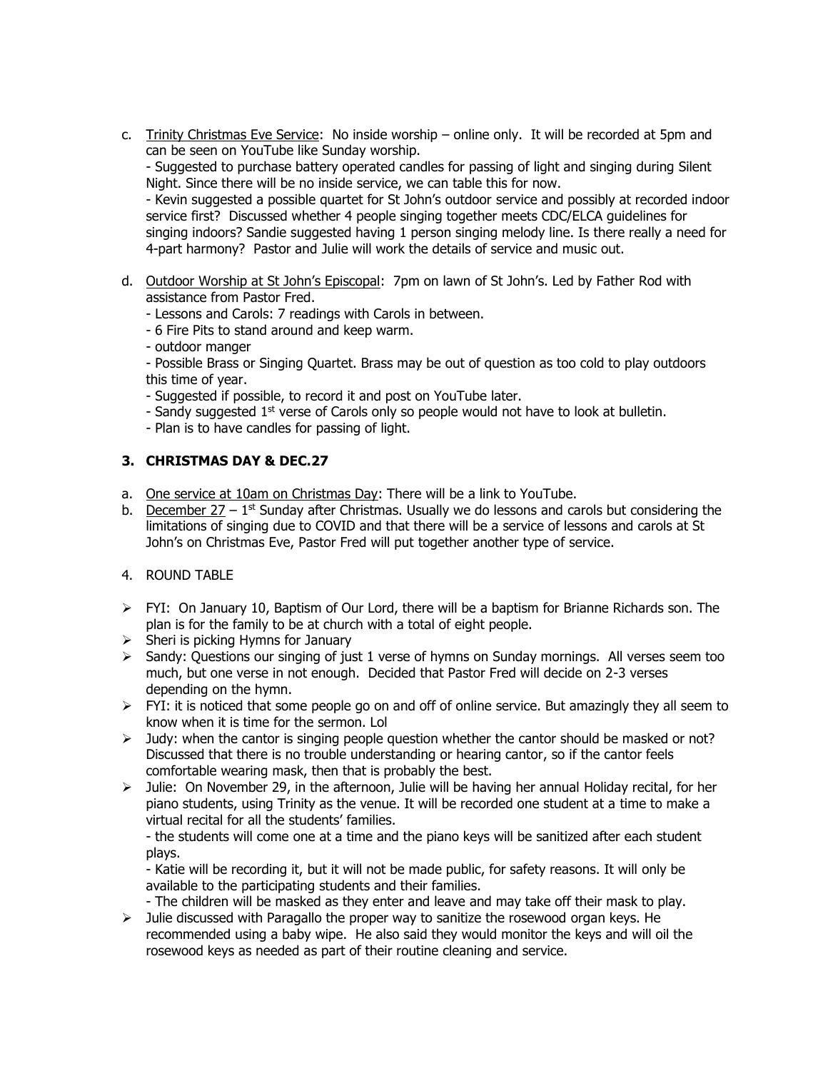c. <u>Trinity Christmas Eve Service</u>: No inside worship – online only. It will be recorded at 5pm and can be seen on YouTube like Sunday worship.
   - Suggested to purchase battery operated candles for passing of light and singing during Silent Night. Since there will be no inside service, we can table this for now.
   - Kevin suggested a possible quartet for St John's outdoor service and possibly at recorded indoor service first? Discussed whether 4 people singing together meets CDC/ELCA guidelines for singing indoors? Sandie suggested having 1 person singing melody line. Is there really a need for 4-part harmony? Pastor and Julie will work the details of service and music out.

d. <u>Outdoor Worship at St John's Episcopal</u>: 7pm on lawn of St John's. Led by Father Rod with assistance from Pastor Fred.
   - Lessons and Carols: 7 readings with Carols in between.
   - 6 Fire Pits to stand around and keep warm.
   - outdoor manger
   - Possible Brass or Singing Quartet. Brass may be out of question as too cold to play outdoors this time of year.
   - Suggested if possible, to record it and post on YouTube later.
   - Sandy suggested 1st verse of Carols only so people would not have to look at bulletin.
   - Plan is to have candles for passing of light.

### 3. CHRISTMAS DAY & DEC.27

a. <u>One service at 10am on Christmas Day</u>: There will be a link to YouTube.
b. <u>December 27</u> – 1st Sunday after Christmas. Usually we do lessons and carols but considering the limitations of singing due to COVID and that there will be a service of lessons and carols at St John's on Christmas Eve, Pastor Fred will put together another type of service.

4. ROUND TABLE

- FYI: On January 10, Baptism of Our Lord, there will be a baptism for Brianne Richards son. The plan is for the family to be at church with a total of eight people.
- Sheri is picking Hymns for January
- Sandy: Questions our singing of just 1 verse of hymns on Sunday mornings. All verses seem too much, but one verse in not enough. Decided that Pastor Fred will decide on 2-3 verses depending on the hymn.
- FYI: it is noticed that some people go on and off of online service. But amazingly they all seem to know when it is time for the sermon. Lol
- Judy: when the cantor is singing people question whether the cantor should be masked or not? Discussed that there is no trouble understanding or hearing cantor, so if the cantor feels comfortable wearing mask, then that is probably the best.
- Julie: On November 29, in the afternoon, Julie will be having her annual Holiday recital, for her piano students, using Trinity as the venue. It will be recorded one student at a time to make a virtual recital for all the students' families.
  - the students will come one at a time and the piano keys will be sanitized after each student plays.
  - Katie will be recording it, but it will not be made public, for safety reasons. It will only be available to the participating students and their families.
  - The children will be masked as they enter and leave and may take off their mask to play.
- Julie discussed with Paragallo the proper way to sanitize the rosewood organ keys. He recommended using a baby wipe. He also said they would monitor the keys and will oil the rosewood keys as needed as part of their routine cleaning and service.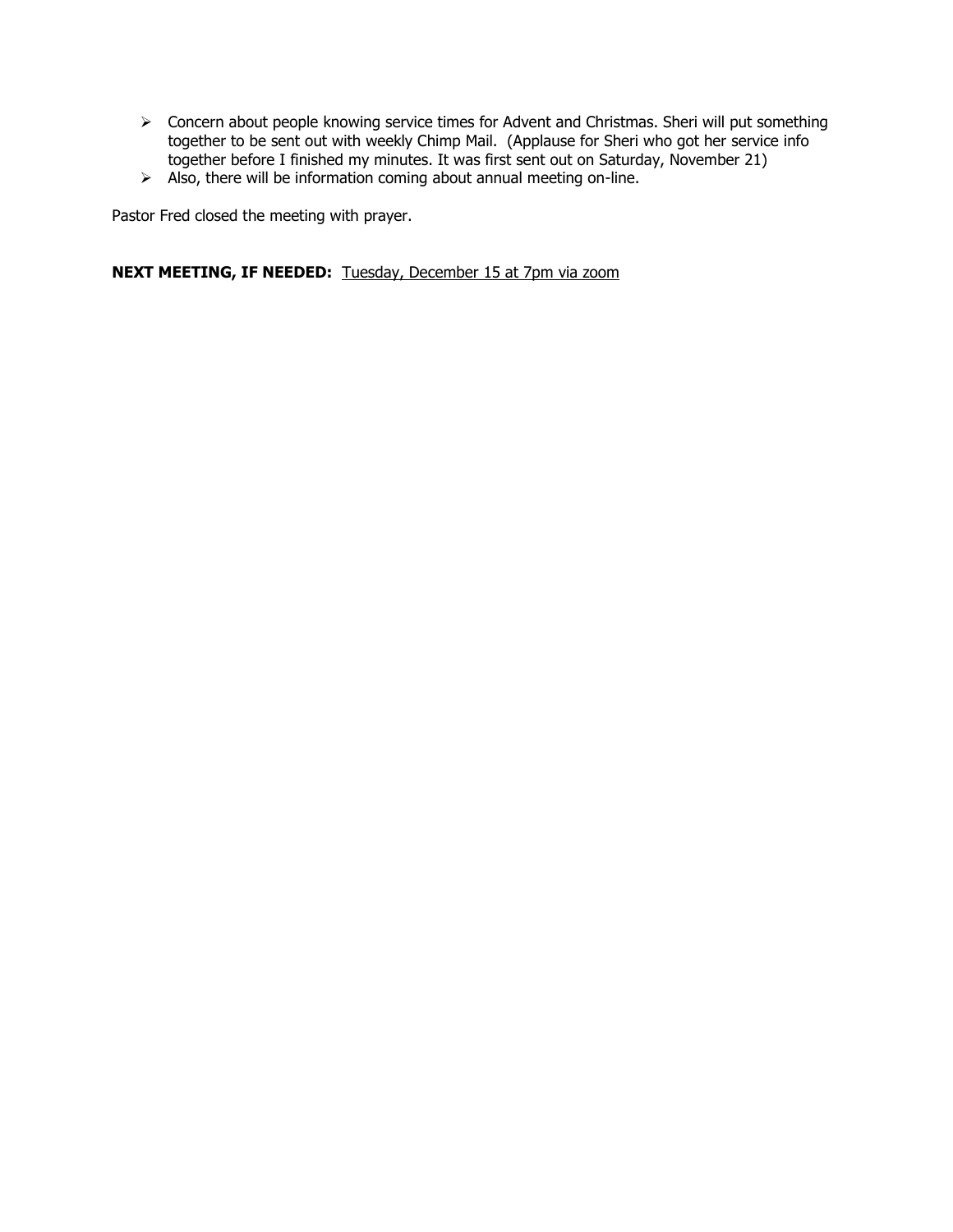- Concern about people knowing service times for Advent and Christmas. Sheri will put something together to be sent out with weekly Chimp Mail. (Applause for Sheri who got her service info together before I finished my minutes. It was first sent out on Saturday, November 21)
- Also, there will be information coming about annual meeting on-line.

Pastor Fred closed the meeting with prayer.

**NEXT MEETING, IF NEEDED:** Tuesday, December 15 at 7pm via zoom